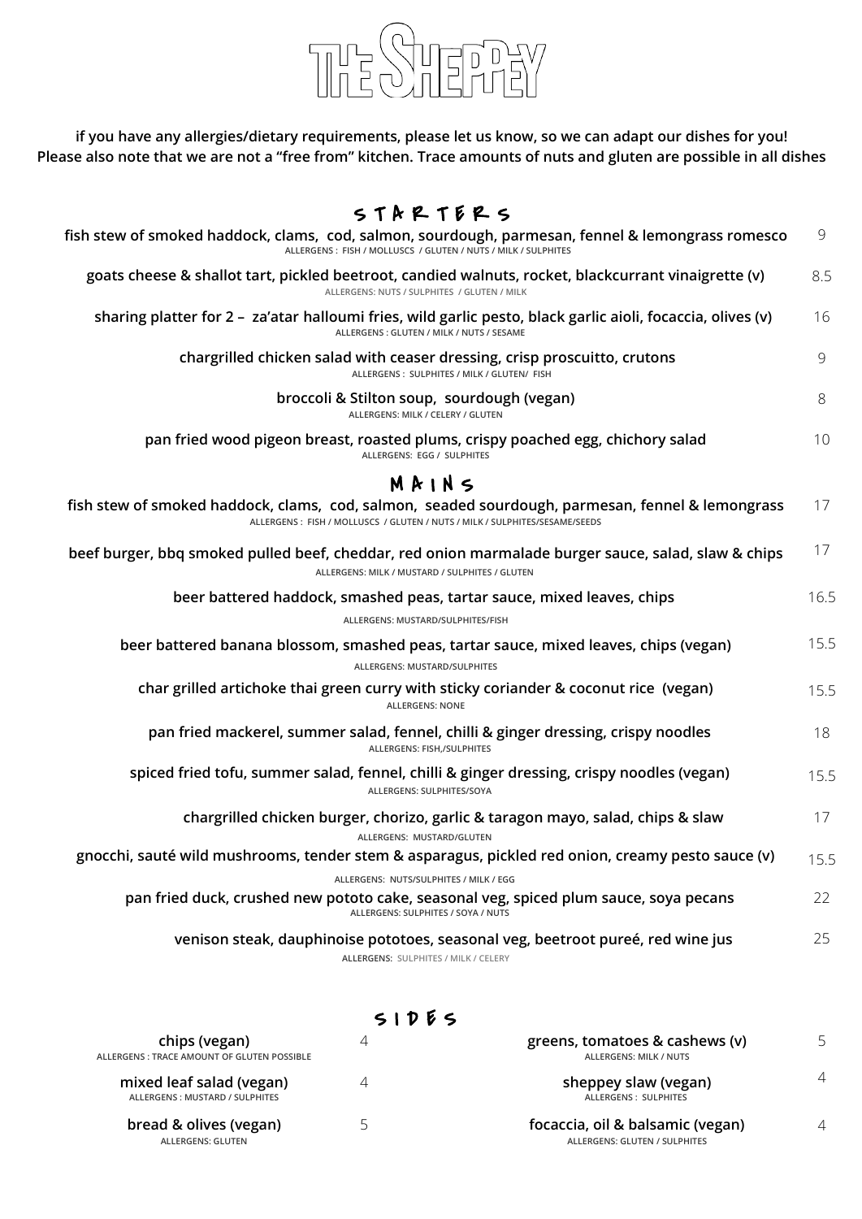# THE SHEPPEY

**if you have any allergies/dietary requirements, please let us know, so we can adapt our dishes for you!**
**Please also note that we are not a "free from" kitchen. Trace amounts of nuts and gluten are possible in all dishes**

## STARTERS

**fish stew of smoked haddock, clams, cod, salmon, sourdough, parmesan, fennel & lemongrass romesco** 9
ALLERGENS : FISH / MOLLUSCS / GLUTEN / NUTS / MILK / SULPHITES

**goats cheese & shallot tart, pickled beetroot, candied walnuts, rocket, blackcurrant vinaigrette (v)** 8.5
ALLERGENS: NUTS / SULPHITES / GLUTEN / MILK

**sharing platter for 2 – za'atar halloumi fries, wild garlic pesto, black garlic aioli, focaccia, olives (v)** 16
ALLERGENS : GLUTEN / MILK / NUTS / SESAME

**chargrilled chicken salad with ceaser dressing, crisp proscuitto, crutons** 9
ALLERGENS : SULPHITES / MILK / GLUTEN/ FISH

**broccoli & Stilton soup, sourdough (vegan)** 8
ALLERGENS: MILK / CELERY / GLUTEN

**pan fried wood pigeon breast, roasted plums, crispy poached egg, chichory salad** 10
ALLERGENS: EGG / SULPHITES

## MAINS

**fish stew of smoked haddock, clams, cod, salmon, seaded sourdough, parmesan, fennel & lemongrass** 17
ALLERGENS : FISH / MOLLUSCS / GLUTEN / NUTS / MILK / SULPHITES/SESAME/SEEDS

**beef burger, bbq smoked pulled beef, cheddar, red onion marmalade burger sauce, salad, slaw & chips** 17
ALLERGENS: MILK / MUSTARD / SULPHITES / GLUTEN

**beer battered haddock, smashed peas, tartar sauce, mixed leaves, chips** 16.5
ALLERGENS: MUSTARD/SULPHITES/FISH

**beer battered banana blossom, smashed peas, tartar sauce, mixed leaves, chips (vegan)** 15.5
ALLERGENS: MUSTARD/SULPHITES

**char grilled artichoke thai green curry with sticky coriander & coconut rice (vegan)** 15.5
ALLERGENS: NONE

**pan fried mackerel, summer salad, fennel, chilli & ginger dressing, crispy noodles** 18
ALLERGENS: FISH,/SULPHITES

**spiced fried tofu, summer salad, fennel, chilli & ginger dressing, crispy noodles (vegan)** 15.5
ALLERGENS: SULPHITES/SOYA

**chargrilled chicken burger, chorizo, garlic & taragon mayo, salad, chips & slaw** 17
ALLERGENS: MUSTARD/GLUTEN

**gnocchi, sauté wild mushrooms, tender stem & asparagus, pickled red onion, creamy pesto sauce (v)** 15.5
ALLERGENS: NUTS/SULPHITES / MILK / EGG

**pan fried duck, crushed new pototo cake, seasonal veg, spiced plum sauce, soya pecans** 22
ALLERGENS: SULPHITES / SOYA / NUTS

**venison steak, dauphinoise pototoes, seasonal veg, beetroot pureé, red wine jus** 25
ALLERGENS: SULPHITES / MILK / CELERY

## SIDES

**chips (vegan)** 4
ALLERGENS : TRACE AMOUNT OF GLUTEN POSSIBLE

**mixed leaf salad (vegan)** 4
ALLERGENS : MUSTARD / SULPHITES

**bread & olives (vegan)** 5
ALLERGENS: GLUTEN

**greens, tomatoes & cashews (v)** 5
ALLERGENS: MILK / NUTS

**sheppey slaw (vegan)** 4
ALLERGENS : SULPHITES

**focaccia, oil & balsamic (vegan)** 4
ALLERGENS: GLUTEN / SULPHITES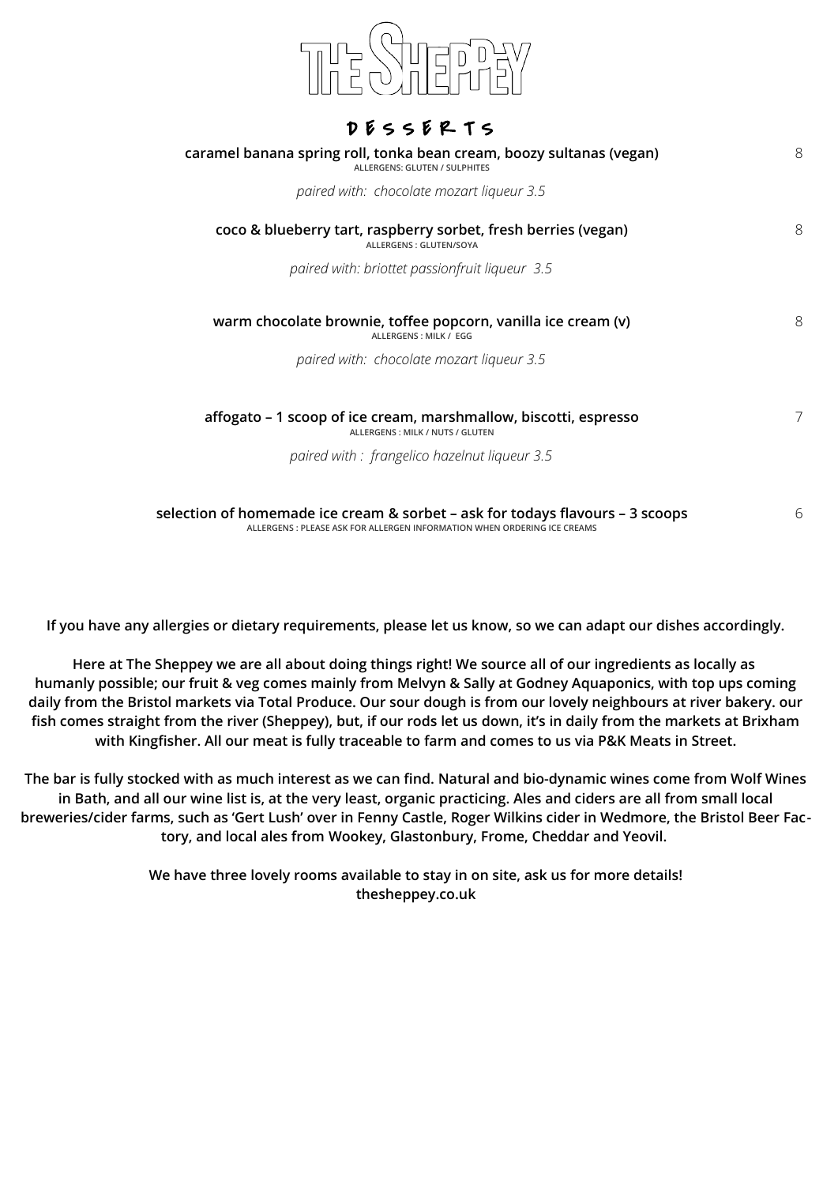# THE SHEPPEY

## DESSERTS

**caramel banana spring roll, tonka bean cream, boozy sultanas (vegan)** 8

ALLERGENS: GLUTEN / SULPHITES

*paired with: chocolate mozart liqueur 3.5*

**coco & blueberry tart, raspberry sorbet, fresh berries (vegan)** 8

ALLERGENS : GLUTEN/SOYA

*paired with: briottet passionfruit liqueur 3.5*

**warm chocolate brownie, toffee popcorn, vanilla ice cream (v)** 8

ALLERGENS : MILK / EGG

*paired with: chocolate mozart liqueur 3.5*

**affogato – 1 scoop of ice cream, marshmallow, biscotti, espresso** 7

ALLERGENS : MILK / NUTS / GLUTEN

*paired with : frangelico hazelnut liqueur 3.5*

**selection of homemade ice cream & sorbet – ask for todays flavours – 3 scoops** 6

ALLERGENS : PLEASE ASK FOR ALLERGEN INFORMATION WHEN ORDERING ICE CREAMS

**If you have any allergies or dietary requirements, please let us know, so we can adapt our dishes accordingly.**

**Here at The Sheppey we are all about doing things right! We source all of our ingredients as locally as humanly possible; our fruit & veg comes mainly from Melvyn & Sally at Godney Aquaponics, with top ups coming daily from the Bristol markets via Total Produce. Our sour dough is from our lovely neighbours at river bakery. our fish comes straight from the river (Sheppey), but, if our rods let us down, it's in daily from the markets at Brixham with Kingfisher. All our meat is fully traceable to farm and comes to us via P&K Meats in Street.**

**The bar is fully stocked with as much interest as we can find. Natural and bio-dynamic wines come from Wolf Wines in Bath, and all our wine list is, at the very least, organic practicing. Ales and ciders are all from small local breweries/cider farms, such as 'Gert Lush' over in Fenny Castle, Roger Wilkins cider in Wedmore, the Bristol Beer Factory, and local ales from Wookey, Glastonbury, Frome, Cheddar and Yeovil.**

**We have three lovely rooms available to stay in on site, ask us for more details!**
**thesheppey.co.uk**